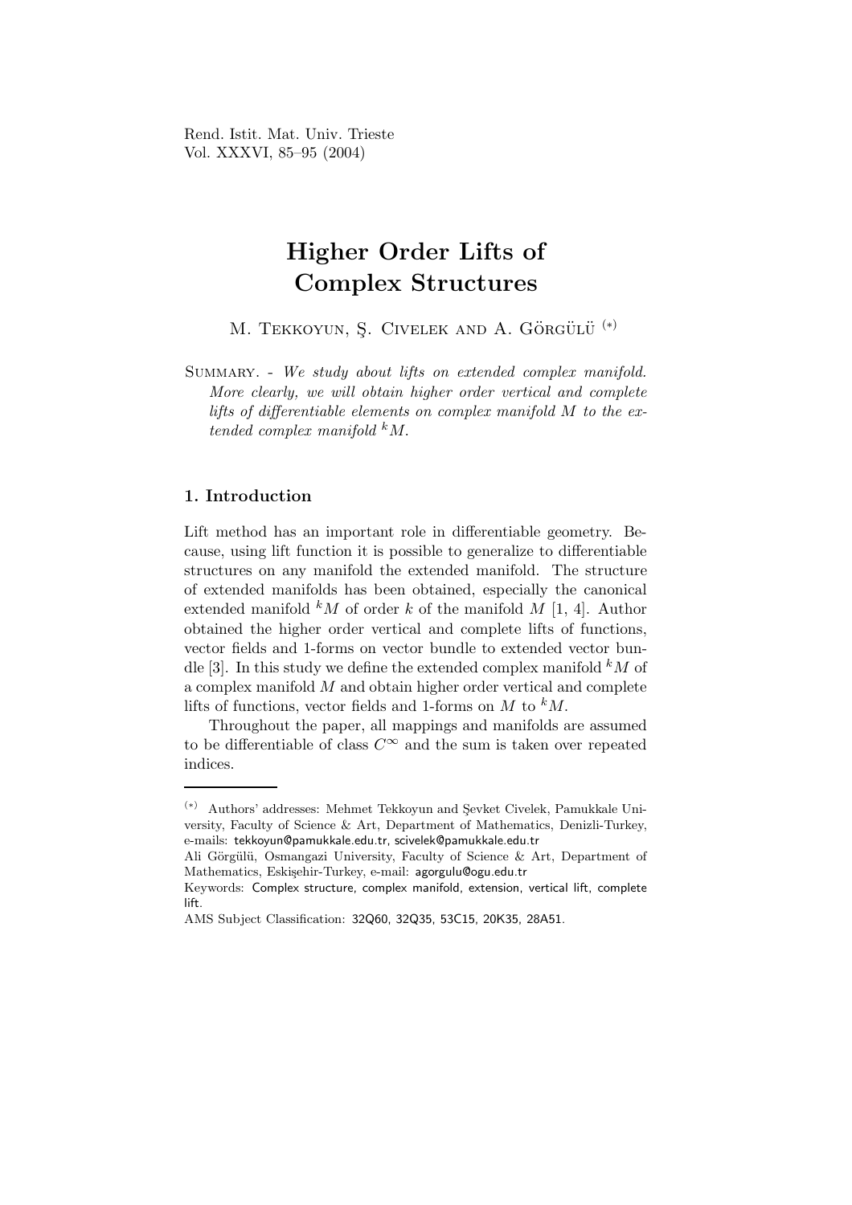Rend. Istit. Mat. Univ. Trieste
Vol. XXXVI, 85–95 (2004)

# Higher Order Lifts of Complex Structures

M. Tekkoyun, Ş. Civelek and A. Görgülü (*)

Summary. - *We study about lifts on extended complex manifold. More clearly, we will obtain higher order vertical and complete lifts of differentiable elements on complex manifold $M$ to the extended complex manifold ${}^kM$.*

## 1. Introduction

Lift method has an important role in differentiable geometry. Because, using lift function it is possible to generalize to differentiable structures on any manifold the extended manifold. The structure of extended manifolds has been obtained, especially the canonical extended manifold ${}^kM$ of order $k$ of the manifold $M$ [1, 4]. Author obtained the higher order vertical and complete lifts of functions, vector fields and 1-forms on vector bundle to extended vector bundle [3]. In this study we define the extended complex manifold ${}^kM$ of a complex manifold $M$ and obtain higher order vertical and complete lifts of functions, vector fields and 1-forms on $M$ to ${}^kM$.

Throughout the paper, all mappings and manifolds are assumed to be differentiable of class $C^\infty$ and the sum is taken over repeated indices.

---

(*) Authors' addresses: Mehmet Tekkoyun and Şevket Civelek, Pamukkale University, Faculty of Science & Art, Department of Mathematics, Denizli-Turkey, e-mails: tekkoyun@pamukkale.edu.tr, scivelek@pamukkale.edu.tr

Ali Görgülü, Osmangazi University, Faculty of Science & Art, Department of Mathematics, Eskişehir-Turkey, e-mail: agorgulu@ogu.edu.tr

Keywords: Complex structure, complex manifold, extension, vertical lift, complete lift.

AMS Subject Classification: 32Q60, 32Q35, 53C15, 20K35, 28A51.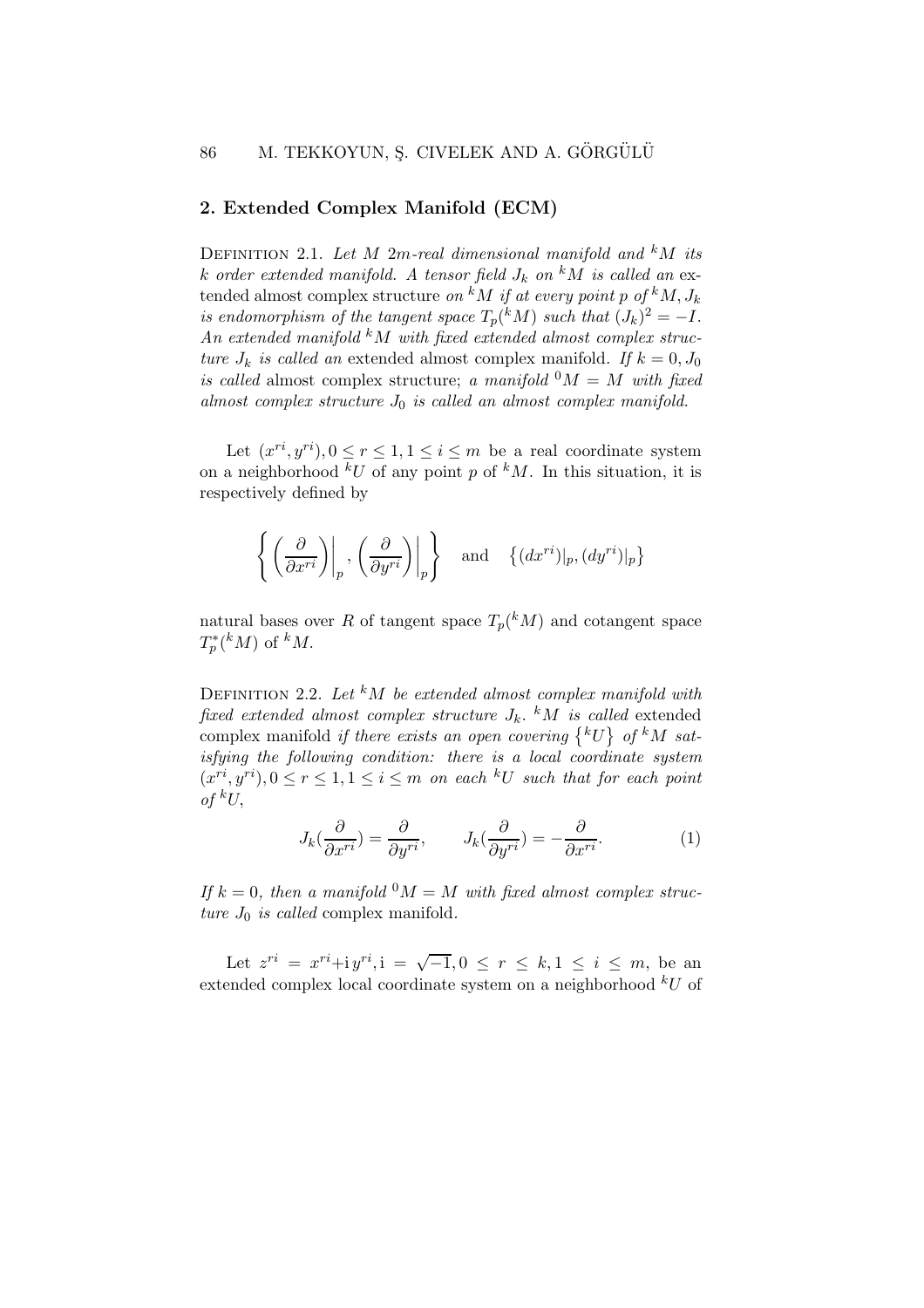## 2. Extended Complex Manifold (ECM)

Definition 2.1. *Let $M$ $2m$-real dimensional manifold and ${}^kM$ its $k$ order extended manifold. A tensor field $J_k$ on ${}^kM$ is called an* extended almost complex structure *on ${}^kM$ if at every point $p$ of ${}^kM, J_k$ is endomorphism of the tangent space $T_p({}^kM)$ such that $(J_k)^2 = -I$. An extended manifold ${}^kM$ with fixed extended almost complex structure $J_k$ is called an* extended almost complex manifold. *If $k = 0, J_0$ is called* almost complex structure; *a manifold ${}^0M = M$ with fixed almost complex structure $J_0$ is called an almost complex manifold.*

Let $(x^{ri}, y^{ri}), 0 \leq r \leq 1, 1 \leq i \leq m$ be a real coordinate system on a neighborhood ${}^kU$ of any point $p$ of ${}^kM$. In this situation, it is respectively defined by

$$\left\{ \left(\frac{\partial}{\partial x^{ri}}\right)\bigg|_p, \left(\frac{\partial}{\partial y^{ri}}\right)\bigg|_p \right\} \quad \text{and} \quad \left\{(dx^{ri})|_p, (dy^{ri})|_p\right\}$$

natural bases over $R$ of tangent space $T_p({}^kM)$ and cotangent space $T_p^*({}^kM)$ of ${}^kM$.

Definition 2.2. *Let ${}^kM$ be extended almost complex manifold with fixed extended almost complex structure $J_k$. ${}^kM$ is called* extended complex manifold *if there exists an open covering $\left\{{}^kU\right\}$ of ${}^kM$ satisfying the following condition: there is a local coordinate system $(x^{ri}, y^{ri}), 0 \leq r \leq 1, 1 \leq i \leq m$ on each ${}^kU$ such that for each point of ${}^kU$,*

$$J_k(\frac{\partial}{\partial x^{ri}}) = \frac{\partial}{\partial y^{ri}}, \qquad J_k(\frac{\partial}{\partial y^{ri}}) = -\frac{\partial}{\partial x^{ri}}. \tag{1}$$

*If $k = 0$, then a manifold ${}^0M = M$ with fixed almost complex structure $J_0$ is called* complex manifold.

Let $z^{ri} = x^{ri} + \mathrm{i}\, y^{ri}, \mathrm{i} = \sqrt{-1}, 0 \leq r \leq k, 1 \leq i \leq m$, be an extended complex local coordinate system on a neighborhood ${}^kU$ of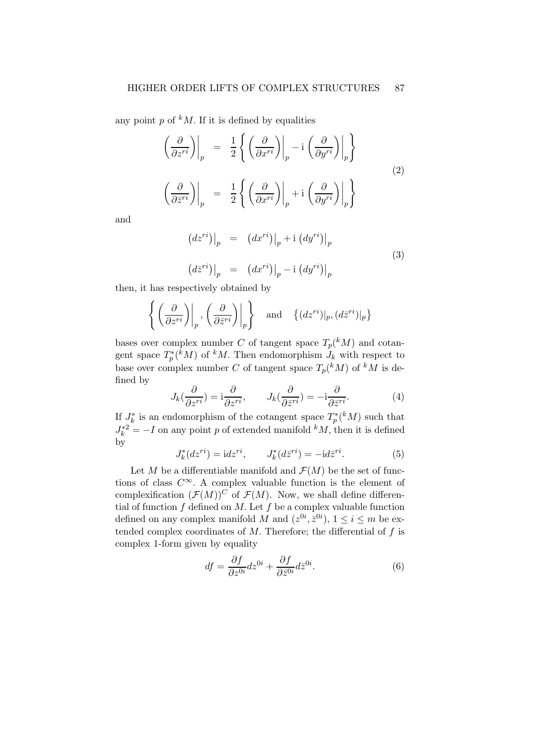any point $p$ of ${}^kM$. If it is defined by equalities

$$\left(\frac{\partial}{\partial z^{ri}}\right)\Big|_p = \frac{1}{2}\left\{\left(\frac{\partial}{\partial x^{ri}}\right)\Big|_p - \mathrm{i}\left(\frac{\partial}{\partial y^{ri}}\right)\Big|_p\right\}$$
$$\left(\frac{\partial}{\partial \bar{z}^{ri}}\right)\Big|_p = \frac{1}{2}\left\{\left(\frac{\partial}{\partial x^{ri}}\right)\Big|_p + \mathrm{i}\left(\frac{\partial}{\partial y^{ri}}\right)\Big|_p\right\} \tag{2}$$

and

$$\left(dz^{ri}\right)\big|_p = \left(dx^{ri}\right)\big|_p + \mathrm{i}\left(dy^{ri}\right)\big|_p$$
$$\left(d\bar{z}^{ri}\right)\big|_p = \left(dx^{ri}\right)\big|_p - \mathrm{i}\left(dy^{ri}\right)\big|_p \tag{3}$$

then, it has respectively obtained by

$$\left\{\left(\frac{\partial}{\partial z^{ri}}\right)\Big|_p, \left(\frac{\partial}{\partial \bar{z}^{ri}}\right)\Big|_p\right\} \quad \text{and} \quad \left\{(dz^{ri})|_p, (d\bar{z}^{ri})|_p\right\}$$

bases over complex number $C$ of tangent space $T_p({}^kM)$ and cotangent space $T_p^*({}^kM)$ of ${}^kM$. Then endomorphism $J_k$ with respect to base over complex number $C$ of tangent space $T_p({}^kM)$ of ${}^kM$ is defined by

$$J_k(\frac{\partial}{\partial z^{ri}}) = \mathrm{i}\frac{\partial}{\partial z^{ri}}, \qquad J_k(\frac{\partial}{\partial \bar{z}^{ri}}) = -\mathrm{i}\frac{\partial}{\partial \bar{z}^{ri}}. \tag{4}$$

If $J_k^*$ is an endomorphism of the cotangent space $T_p^*({}^kM)$ such that $J_k^{*2} = -I$ on any point $p$ of extended manifold ${}^kM$, then it is defined by

$$J_k^*(dz^{ri}) = \mathrm{i}dz^{ri}, \qquad J_k^*(d\bar{z}^{ri}) = -\mathrm{i}d\bar{z}^{ri}. \tag{5}$$

Let $M$ be a differentiable manifold and $\mathcal{F}(M)$ be the set of functions of class $C^\infty$. A complex valuable function is the element of complexification $(\mathcal{F}(M))^C$ of $\mathcal{F}(M)$. Now, we shall define differential of function $f$ defined on $M$. Let $f$ be a complex valuable function defined on any complex manifold $M$ and $(z^{0i}, \bar{z}^{0i})$, $1 \leq i \leq m$ be extended complex coordinates of $M$. Therefore; the differential of $f$ is complex 1-form given by equality

$$df = \frac{\partial f}{\partial z^{0i}}dz^{0i} + \frac{\partial f}{\partial \bar{z}^{0i}}d\bar{z}^{0i}. \tag{6}$$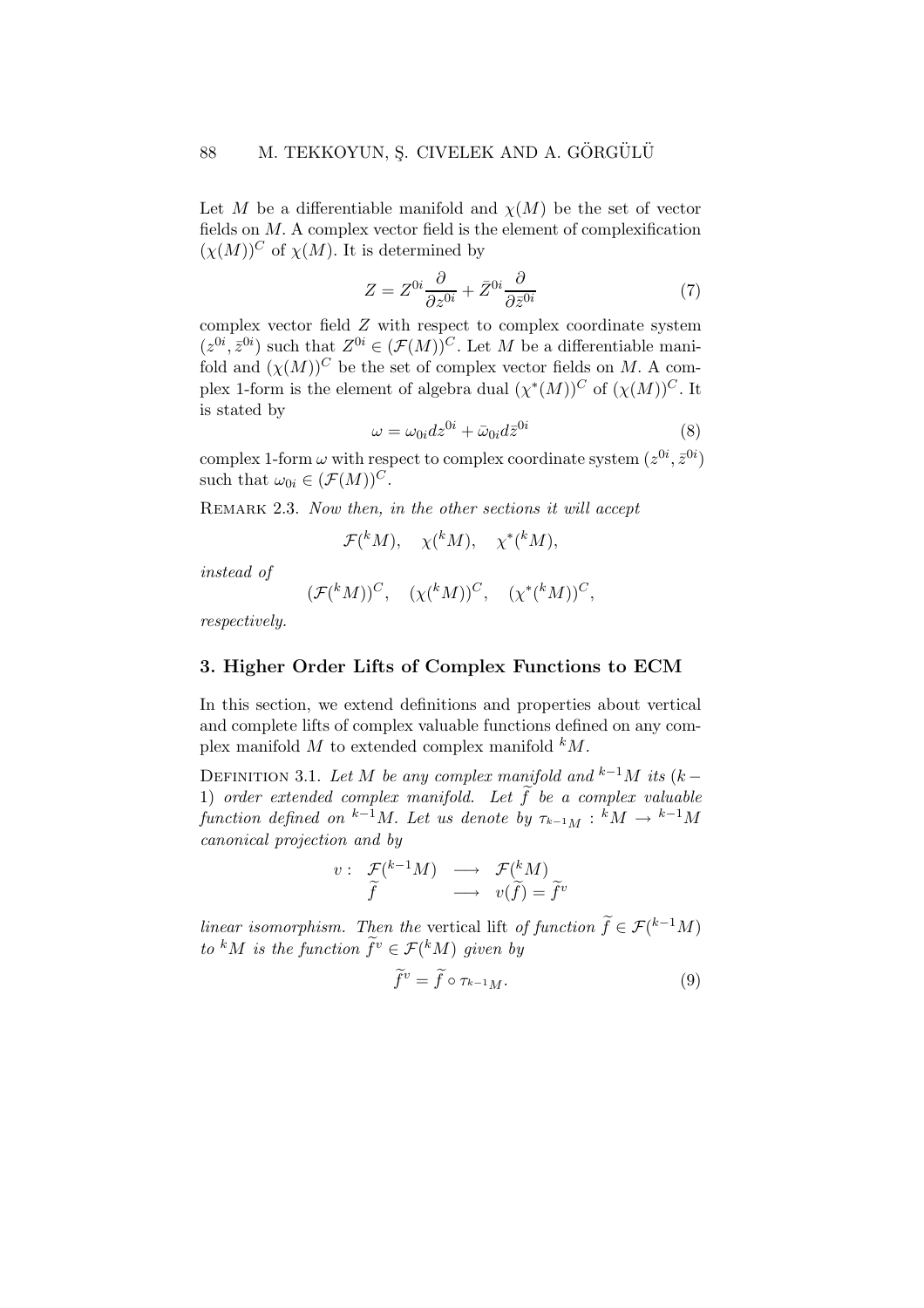Let $M$ be a differentiable manifold and $\chi(M)$ be the set of vector fields on $M$. A complex vector field is the element of complexification $(\chi(M))^C$ of $\chi(M)$. It is determined by

$$Z = Z^{0i}\frac{\partial}{\partial z^{0i}} + \bar{Z}^{0i}\frac{\partial}{\partial \bar{z}^{0i}} \tag{7}$$

complex vector field $Z$ with respect to complex coordinate system $(z^{0i}, \bar{z}^{0i})$ such that $Z^{0i} \in (\mathcal{F}(M))^C$. Let $M$ be a differentiable manifold and $(\chi(M))^C$ be the set of complex vector fields on $M$. A complex 1-form is the element of algebra dual $(\chi^*(M))^C$ of $(\chi(M))^C$. It is stated by

$$\omega = \omega_{0i}dz^{0i} + \bar{\omega}_{0i}d\bar{z}^{0i} \tag{8}$$

complex 1-form $\omega$ with respect to complex coordinate system $(z^{0i}, \bar{z}^{0i})$ such that $\omega_{0i} \in (\mathcal{F}(M))^C$.

Remark 2.3. *Now then, in the other sections it will accept*

$$\mathcal{F}({}^kM), \quad \chi({}^kM), \quad \chi^*({}^kM),$$

*instead of*

$$(\mathcal{F}({}^kM))^C, \quad (\chi({}^kM))^C, \quad (\chi^*({}^kM))^C,$$

*respectively.*

## 3. Higher Order Lifts of Complex Functions to ECM

In this section, we extend definitions and properties about vertical and complete lifts of complex valuable functions defined on any complex manifold $M$ to extended complex manifold ${}^kM$.

Definition 3.1. *Let $M$ be any complex manifold and ${}^{k-1}M$ its $(k-1)$ order extended complex manifold. Let $\widetilde{f}$ be a complex valuable function defined on ${}^{k-1}M$. Let us denote by $\tau_{{}^{k-1}M} : {}^kM \to {}^{k-1}M$ canonical projection and by*

$$v: \begin{array}{ccc} \mathcal{F}({}^{k-1}M) & \longrightarrow & \mathcal{F}({}^kM) \\ \widetilde{f} & \longrightarrow & v(\widetilde{f}) = \widetilde{f}^v \end{array}$$

*linear isomorphism. Then the* vertical lift *of function $\widetilde{f} \in \mathcal{F}({}^{k-1}M)$ to ${}^kM$ is the function $\widetilde{f}^v \in \mathcal{F}({}^kM)$ given by*

$$\widetilde{f}^v = \widetilde{f} \circ \tau_{{}^{k-1}M}. \tag{9}$$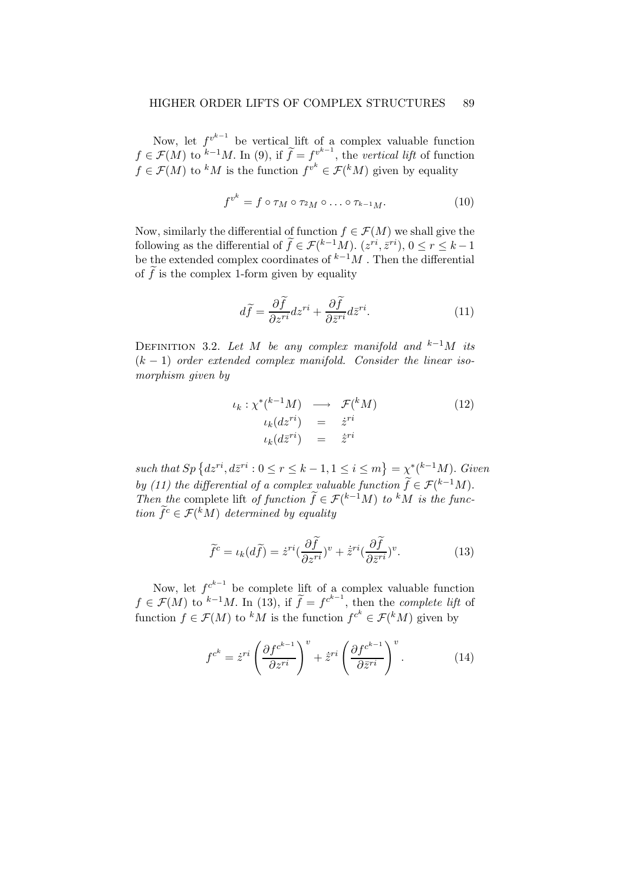Now, let $f^{v^{k-1}}$ be vertical lift of a complex valuable function $f \in \mathcal{F}(M)$ to ${}^{k-1}M$. In (9), if $\widetilde{f} = f^{v^{k-1}}$, the *vertical lift* of function $f \in \mathcal{F}(M)$ to ${}^{k}M$ is the function $f^{v^k} \in \mathcal{F}({}^{k}M)$ given by equality

$$f^{v^k} = f \circ \tau_M \circ \tau_{2M} \circ \ldots \circ \tau_{k-1M}. \tag{10}$$

Now, similarly the differential of function $f \in \mathcal{F}(M)$ we shall give the following as the differential of $\widetilde{f} \in \mathcal{F}({}^{k-1}M)$. $(z^{ri}, \bar{z}^{ri})$, $0 \leq r \leq k-1$ be the extended complex coordinates of ${}^{k-1}M$ . Then the differential of $\widetilde{f}$ is the complex 1-form given by equality

$$d\widetilde{f} = \frac{\partial \widetilde{f}}{\partial z^{ri}} dz^{ri} + \frac{\partial \widetilde{f}}{\partial \bar{z}^{ri}} d\bar{z}^{ri}. \tag{11}$$

Definition 3.2. *Let $M$ be any complex manifold and ${}^{k-1}M$ its $(k-1)$ order extended complex manifold. Consider the linear isomorphism given by*

$$\begin{array}{rcl} \iota_k : \chi^*({}^{k-1}M) & \longrightarrow & \mathcal{F}({}^{k}M) \\ \iota_k(dz^{ri}) & = & \dot{z}^{ri} \\ \iota_k(d\bar{z}^{ri}) & = & \dot{\bar{z}}^{ri} \end{array} \tag{12}$$

*such that $Sp\left\{dz^{ri}, d\bar{z}^{ri} : 0 \leq r \leq k-1, 1 \leq i \leq m\right\} = \chi^*({}^{k-1}M)$. Given by (11) the differential of a complex valuable function $\widetilde{f} \in \mathcal{F}({}^{k-1}M)$. Then the* complete lift *of function $\widetilde{f} \in \mathcal{F}({}^{k-1}M)$ to ${}^{k}M$ is the function $\widetilde{f}^c \in \mathcal{F}({}^{k}M)$ determined by equality*

$$\widetilde{f}^c = \iota_k(d\widetilde{f}) = \dot{z}^{ri}\left(\frac{\partial \widetilde{f}}{\partial z^{ri}}\right)^v + \dot{\bar{z}}^{ri}\left(\frac{\partial \widetilde{f}}{\partial \bar{z}^{ri}}\right)^v. \tag{13}$$

Now, let $f^{c^{k-1}}$ be complete lift of a complex valuable function $f \in \mathcal{F}(M)$ to ${}^{k-1}M$. In (13), if $\widetilde{f} = f^{c^{k-1}}$, then the *complete lift* of function $f \in \mathcal{F}(M)$ to ${}^{k}M$ is the function $f^{c^k} \in \mathcal{F}({}^{k}M)$ given by

$$f^{c^k} = \dot{z}^{ri}\left(\frac{\partial f^{c^{k-1}}}{\partial z^{ri}}\right)^v + \dot{\bar{z}}^{ri}\left(\frac{\partial f^{c^{k-1}}}{\partial \bar{z}^{ri}}\right)^v. \tag{14}$$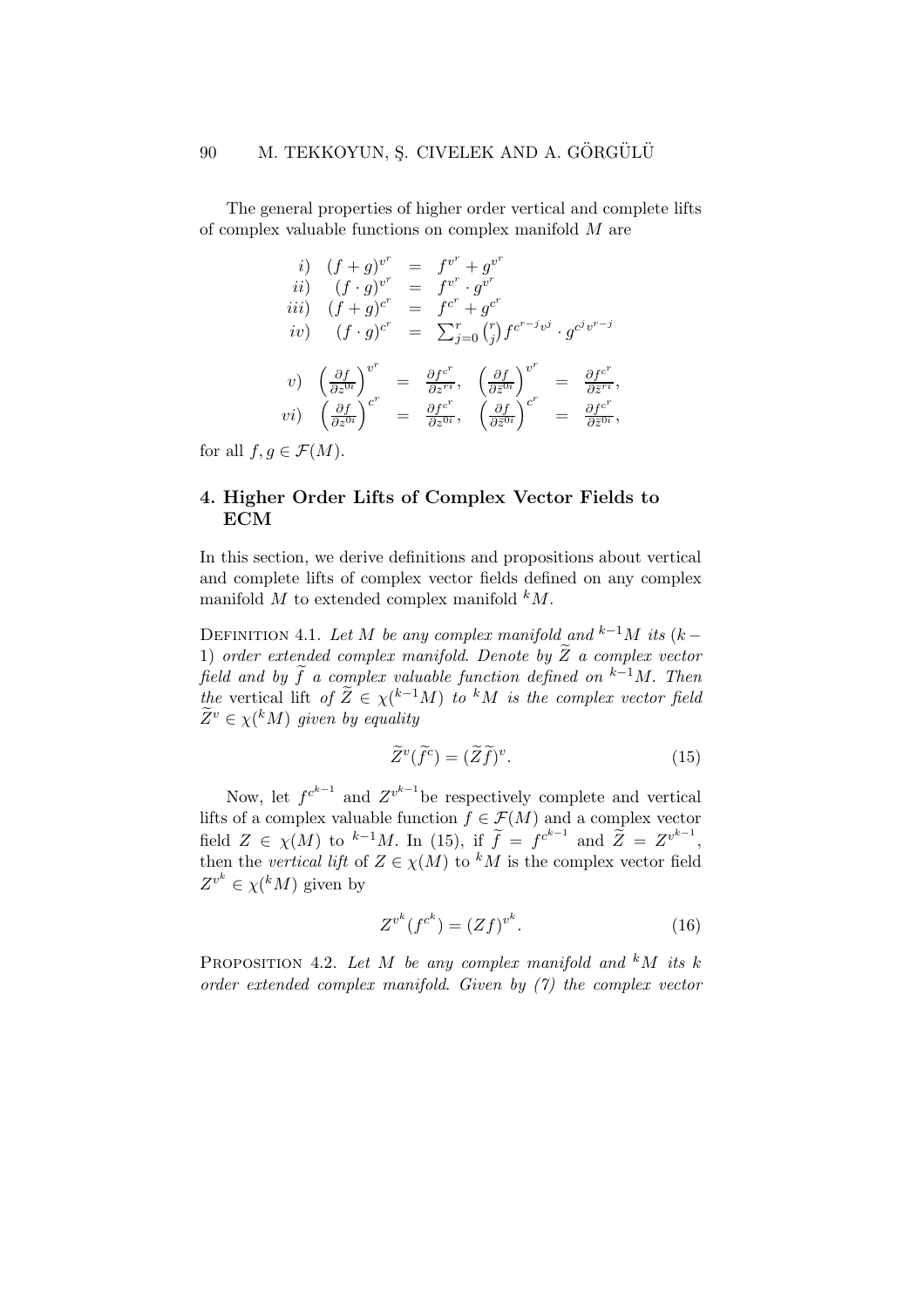The general properties of higher order vertical and complete lifts of complex valuable functions on complex manifold $M$ are

$$
\begin{array}{rrcl}
i) & (f+g)^{v^r} & = & f^{v^r} + g^{v^r} \\
ii) & (f\cdot g)^{v^r} & = & f^{v^r} \cdot g^{v^r} \\
iii) & (f+g)^{c^r} & = & f^{c^r} + g^{c^r} \\
iv) & (f\cdot g)^{c^r} & = & \sum_{j=0}^{r} \binom{r}{j} f^{c^{r-j}v^j} \cdot g^{c^j v^{r-j}}
\end{array}
$$

$$
\begin{array}{rrclrcl}
v) & \left(\frac{\partial f}{\partial z^{0i}}\right)^{v^r} & = & \frac{\partial f^{c^r}}{\partial z^{ri}}, & \left(\frac{\partial f}{\partial \bar{z}^{0i}}\right)^{v^r} & = & \frac{\partial f^{c^r}}{\partial \bar{z}^{ri}}, \\
vi) & \left(\frac{\partial f}{\partial z^{0i}}\right)^{c^r} & = & \frac{\partial f^{c^r}}{\partial z^{0i}}, & \left(\frac{\partial f}{\partial \bar{z}^{0i}}\right)^{c^r} & = & \frac{\partial f^{c^r}}{\partial \bar{z}^{0i}},
\end{array}
$$

for all $f, g \in \mathcal{F}(M)$.

## 4. Higher Order Lifts of Complex Vector Fields to ECM

In this section, we derive definitions and propositions about vertical and complete lifts of complex vector fields defined on any complex manifold $M$ to extended complex manifold ${}^kM$.

Definition 4.1. *Let $M$ be any complex manifold and ${}^{k-1}M$ its $(k-1)$ order extended complex manifold. Denote by $\widetilde{Z}$ a complex vector field and by $\widetilde{f}$ a complex valuable function defined on ${}^{k-1}M$. Then the* vertical lift *of $\widetilde{Z} \in \chi({}^{k-1}M)$ to ${}^kM$ is the complex vector field $\widetilde{Z}^v \in \chi({}^kM)$ given by equality*

$$\widetilde{Z}^v(\widetilde{f}^c) = (\widetilde{Z}\widetilde{f})^v. \tag{15}$$

Now, let $f^{c^{k-1}}$ and $Z^{v^{k-1}}$ be respectively complete and vertical lifts of a complex valuable function $f \in \mathcal{F}(M)$ and a complex vector field $Z \in \chi(M)$ to ${}^{k-1}M$. In (15), if $\widetilde{f} = f^{c^{k-1}}$ and $\widetilde{Z} = Z^{v^{k-1}}$, then the *vertical lift* of $Z \in \chi(M)$ to ${}^kM$ is the complex vector field $Z^{v^k} \in \chi({}^kM)$ given by

$$Z^{v^k}(f^{c^k}) = (Zf)^{v^k}. \tag{16}$$

Proposition 4.2. *Let $M$ be any complex manifold and ${}^kM$ its $k$ order extended complex manifold. Given by (7) the complex vector*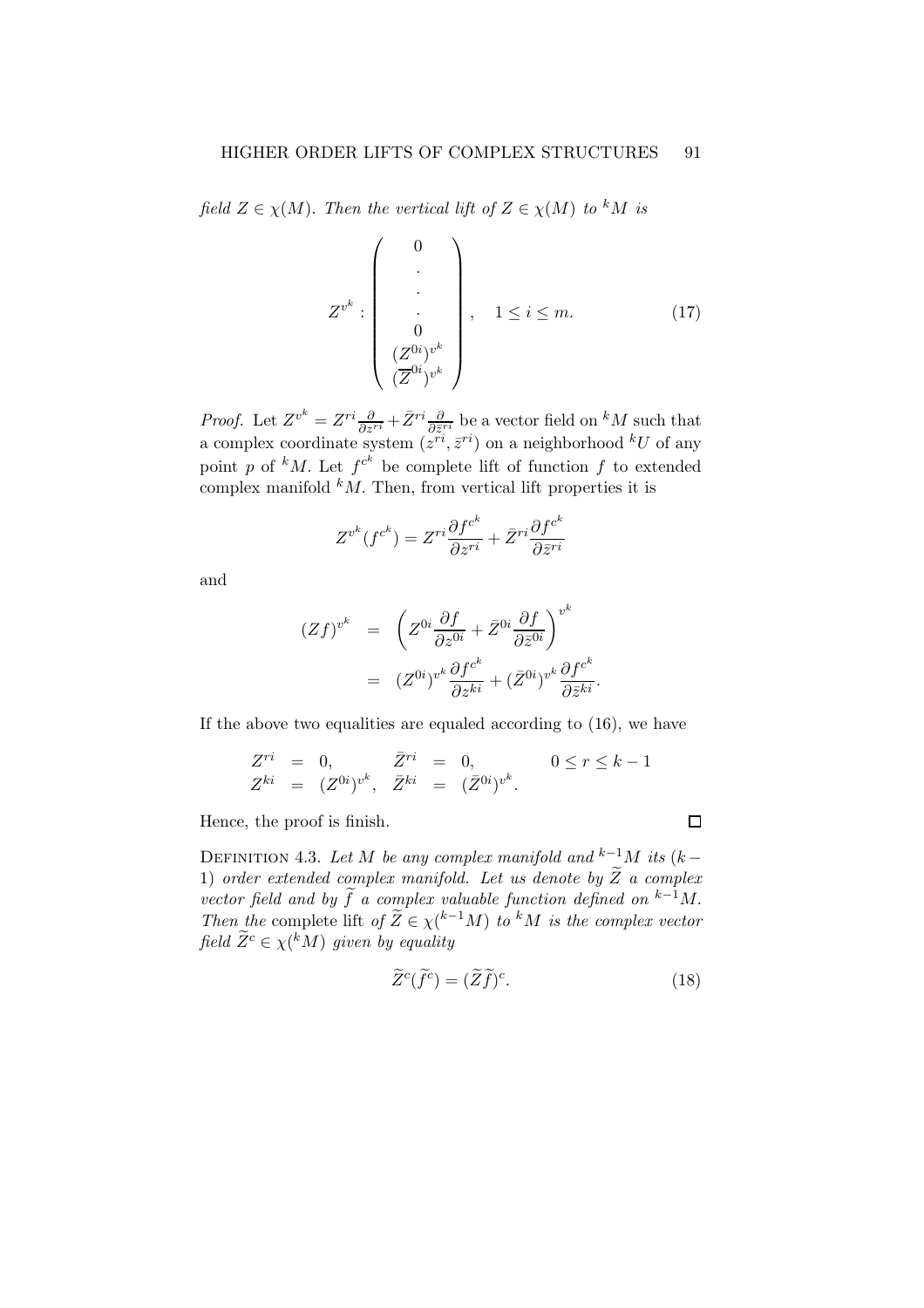*field $Z \in \chi(M)$. Then the vertical lift of $Z \in \chi(M)$ to ${}^kM$ is*

$$Z^{v^k} : \begin{pmatrix} 0 \\ \cdot \\ \cdot \\ \cdot \\ 0 \\ (Z^{0i})^{v^k} \\ (\overline{Z}^{0i})^{v^k} \end{pmatrix}, \quad 1 \leq i \leq m. \tag{17}$$

*Proof.* Let $Z^{v^k} = Z^{ri}\frac{\partial}{\partial z^{ri}} + \bar{Z}^{ri}\frac{\partial}{\partial \bar{z}^{ri}}$ be a vector field on ${}^kM$ such that a complex coordinate system $(z^{ri}, \bar{z}^{ri})$ on a neighborhood ${}^kU$ of any point $p$ of ${}^kM$. Let $f^{c^k}$ be complete lift of function $f$ to extended complex manifold ${}^kM$. Then, from vertical lift properties it is

$$Z^{v^k}(f^{c^k}) = Z^{ri}\frac{\partial f^{c^k}}{\partial z^{ri}} + \bar{Z}^{ri}\frac{\partial f^{c^k}}{\partial \bar{z}^{ri}}$$

and

$$\begin{aligned} (Zf)^{v^k} &= \left(Z^{0i}\frac{\partial f}{\partial z^{0i}} + \bar{Z}^{0i}\frac{\partial f}{\partial \bar{z}^{0i}}\right)^{v^k} \\ &= (Z^{0i})^{v^k}\frac{\partial f^{c^k}}{\partial z^{ki}} + (\bar{Z}^{0i})^{v^k}\frac{\partial f^{c^k}}{\partial \bar{z}^{ki}}. \end{aligned}$$

If the above two equalities are equaled according to (16), we have

$$\begin{aligned} Z^{ri} &= 0, & \bar{Z}^{ri} &= 0, & 0 \leq r \leq k-1 \\ Z^{ki} &= (Z^{0i})^{v^k}, & \bar{Z}^{ki} &= (\bar{Z}^{0i})^{v^k}. & \end{aligned}$$

Hence, the proof is finish. $\square$

DEFINITION 4.3. *Let $M$ be any complex manifold and ${}^{k-1}M$ its $(k-1)$ order extended complex manifold. Let us denote by $\widetilde{Z}$ a complex vector field and by $\widetilde{f}$ a complex valuable function defined on ${}^{k-1}M$. Then the* complete lift *of $\widetilde{Z} \in \chi({}^{k-1}M)$ to ${}^kM$ is the complex vector field $\widetilde{Z}^c \in \chi({}^kM)$ given by equality*

$$\widetilde{Z}^c(\widetilde{f}^c) = (\widetilde{Z}\widetilde{f})^c. \tag{18}$$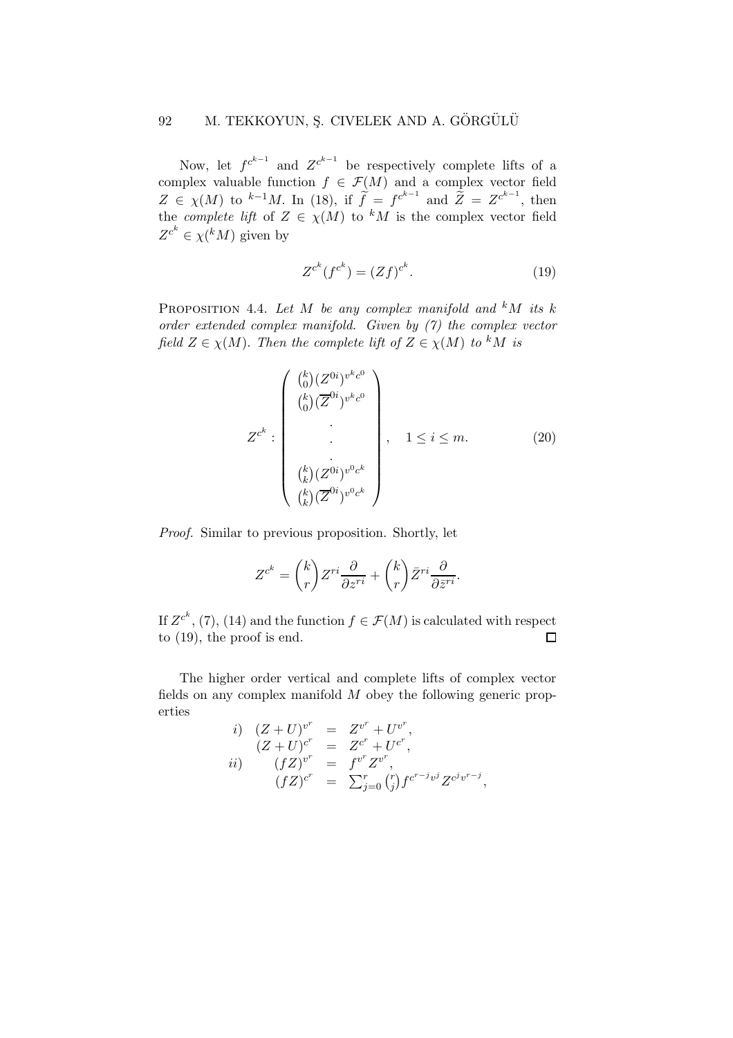Now, let $f^{c^{k-1}}$ and $Z^{c^{k-1}}$ be respectively complete lifts of a complex valuable function $f \in \mathcal{F}(M)$ and a complex vector field $Z \in \chi(M)$ to ${}^{k-1}M$. In (18), if $\widetilde{f} = f^{c^{k-1}}$ and $\widetilde{Z} = Z^{c^{k-1}}$, then the *complete lift* of $Z \in \chi(M)$ to ${}^{k}M$ is the complex vector field $Z^{c^k} \in \chi({}^{k}M)$ given by

$$Z^{c^k}(f^{c^k}) = (Zf)^{c^k}. \tag{19}$$

PROPOSITION 4.4. *Let $M$ be any complex manifold and ${}^{k}M$ its $k$ order extended complex manifold. Given by (7) the complex vector field $Z \in \chi(M)$. Then the complete lift of $Z \in \chi(M)$ to ${}^{k}M$ is*

$$Z^{c^k} : \begin{pmatrix} \binom{k}{0}(Z^{0i})^{v^k c^0} \\ \binom{k}{0}(\overline{Z}^{0i})^{v^k c^0} \\ \cdot \\ \cdot \\ \cdot \\ \binom{k}{k}(Z^{0i})^{v^0 c^k} \\ \binom{k}{k}(\overline{Z}^{0i})^{v^0 c^k} \end{pmatrix}, \quad 1 \leq i \leq m. \tag{20}$$

*Proof.* Similar to previous proposition. Shortly, let

$$Z^{c^k} = \binom{k}{r} Z^{ri} \frac{\partial}{\partial z^{ri}} + \binom{k}{r} \bar{Z}^{ri} \frac{\partial}{\partial \bar{z}^{ri}}.$$

If $Z^{c^k}$, (7), (14) and the function $f \in \mathcal{F}(M)$ is calculated with respect to (19), the proof is end. $\square$

The higher order vertical and complete lifts of complex vector fields on any complex manifold $M$ obey the following generic properties

$$\begin{array}{rrcl} i) & (Z+U)^{v^r} & = & Z^{v^r} + U^{v^r}, \\ & (Z+U)^{c^r} & = & Z^{c^r} + U^{c^r}, \\ ii) & (fZ)^{v^r} & = & f^{v^r} Z^{v^r}, \\ & (fZ)^{c^r} & = & \sum_{j=0}^{r} \binom{r}{j} f^{c^{r-j} v^j} Z^{c^j v^{r-j}}, \end{array}$$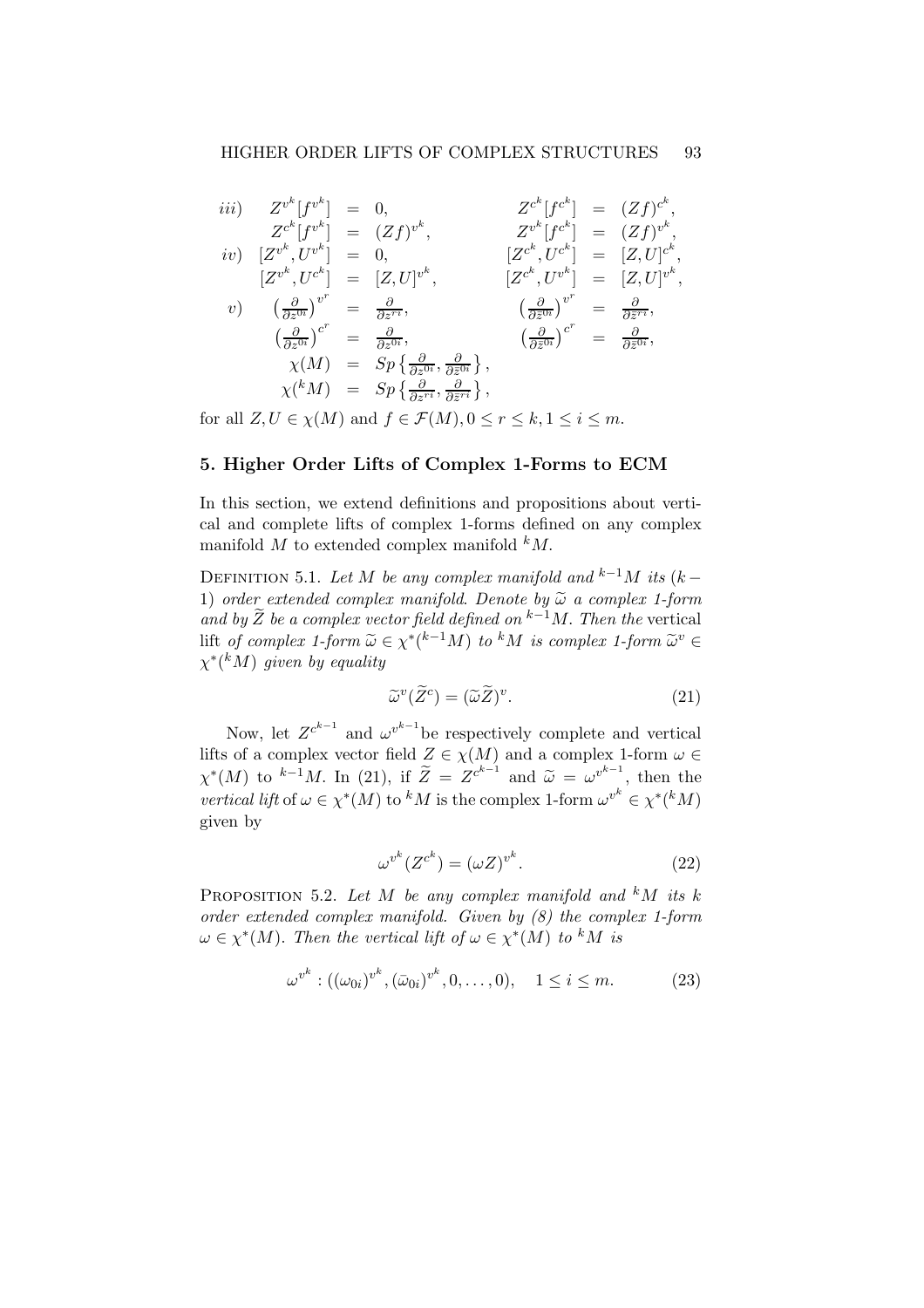$$
\begin{array}{llllll}
iii) & Z^{v^k}[f^{v^k}] & = & 0, & Z^{c^k}[f^{c^k}] & = (Zf)^{c^k}, \\
& Z^{c^k}[f^{v^k}] & = & (Zf)^{v^k}, & Z^{v^k}[f^{c^k}] & = (Zf)^{v^k}, \\
iv) & [Z^{v^k}, U^{v^k}] & = & 0, & [Z^{c^k}, U^{c^k}] & = [Z,U]^{c^k}, \\
& [Z^{v^k}, U^{c^k}] & = & [Z,U]^{v^k}, & [Z^{c^k}, U^{v^k}] & = [Z,U]^{v^k}, \\
v) & \left(\frac{\partial}{\partial z^{0i}}\right)^{v^r} & = & \frac{\partial}{\partial z^{ri}}, & \left(\frac{\partial}{\partial \bar{z}^{0i}}\right)^{v^r} & = \frac{\partial}{\partial \bar{z}^{ri}}, \\
& \left(\frac{\partial}{\partial z^{0i}}\right)^{c^r} & = & \frac{\partial}{\partial z^{0i}}, & \left(\frac{\partial}{\partial \bar{z}^{0i}}\right)^{c^r} & = \frac{\partial}{\partial \bar{z}^{0i}}, \\
& \chi(M) & = & Sp\left\{\frac{\partial}{\partial z^{0i}}, \frac{\partial}{\partial \bar{z}^{0i}}\right\}, & & \\
& \chi({}^kM) & = & Sp\left\{\frac{\partial}{\partial z^{ri}}, \frac{\partial}{\partial \bar{z}^{ri}}\right\}, & &
\end{array}
$$

for all $Z, U \in \chi(M)$ and $f \in \mathcal{F}(M), 0 \leq r \leq k, 1 \leq i \leq m$.

## 5. Higher Order Lifts of Complex 1-Forms to ECM

In this section, we extend definitions and propositions about vertical and complete lifts of complex 1-forms defined on any complex manifold $M$ to extended complex manifold ${}^kM$.

Definition 5.1. *Let $M$ be any complex manifold and ${}^{k-1}M$ its $(k-1)$ order extended complex manifold. Denote by $\widetilde{\omega}$ a complex 1-form and by $\widetilde{Z}$ be a complex vector field defined on ${}^{k-1}M$. Then the* vertical lift *of complex 1-form $\widetilde{\omega} \in \chi^*({}^{k-1}M)$ to ${}^kM$ is complex 1-form $\widetilde{\omega}^v \in \chi^*({}^kM)$ given by equality*

$$
\widetilde{\omega}^v(\widetilde{Z}^c) = (\widetilde{\omega}\widetilde{Z})^v. \tag{21}
$$

Now, let $Z^{c^{k-1}}$ and $\omega^{v^{k-1}}$ be respectively complete and vertical lifts of a complex vector field $Z \in \chi(M)$ and a complex 1-form $\omega \in \chi^*(M)$ to ${}^{k-1}M$. In (21), if $\widetilde{Z} = Z^{c^{k-1}}$ and $\widetilde{\omega} = \omega^{v^{k-1}}$, then the *vertical lift* of $\omega \in \chi^*(M)$ to ${}^kM$ is the complex 1-form $\omega^{v^k} \in \chi^*({}^kM)$ given by

$$
\omega^{v^k}(Z^{c^k}) = (\omega Z)^{v^k}. \tag{22}
$$

Proposition 5.2. *Let $M$ be any complex manifold and ${}^kM$ its $k$ order extended complex manifold. Given by (8) the complex 1-form $\omega \in \chi^*(M)$. Then the vertical lift of $\omega \in \chi^*(M)$ to ${}^kM$ is*

$$
\omega^{v^k} : ((\omega_{0i})^{v^k}, (\bar{\omega}_{0i})^{v^k}, 0, \ldots, 0), \quad 1 \leq i \leq m. \tag{23}
$$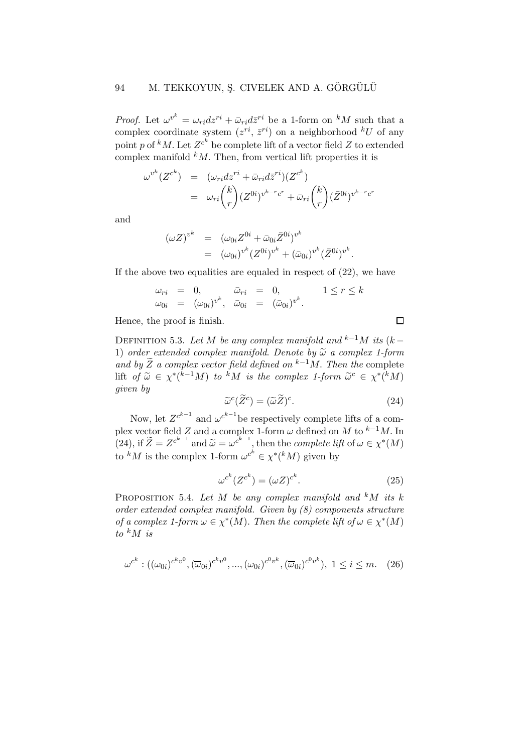*Proof.* Let $\omega^{v^k} = \omega_{ri} dz^{ri} + \bar{\omega}_{ri} d\bar{z}^{ri}$ be a 1-form on ${}^kM$ such that a complex coordinate system $(z^{ri}, \bar{z}^{ri})$ on a neighborhood ${}^kU$ of any point $p$ of ${}^kM$. Let $Z^{c^k}$ be complete lift of a vector field $Z$ to extended complex manifold ${}^kM$. Then, from vertical lift properties it is

$$
\begin{aligned}
\omega^{v^k}(Z^{c^k}) &= (\omega_{ri} dz^{ri} + \bar{\omega}_{ri} d\bar{z}^{ri})(Z^{c^k}) \\
&= \omega_{ri} \binom{k}{r} (Z^{0i})^{v^{k-r}c^r} + \bar{\omega}_{ri} \binom{k}{r} (\bar{Z}^{0i})^{v^{k-r}c^r}
\end{aligned}
$$

and

$$
\begin{aligned}
(\omega Z)^{v^k} &= (\omega_{0i} Z^{0i} + \bar{\omega}_{0i} \bar{Z}^{0i})^{v^k} \\
&= (\omega_{0i})^{v^k} (Z^{0i})^{v^k} + (\bar{\omega}_{0i})^{v^k} (\bar{Z}^{0i})^{v^k}.
\end{aligned}
$$

If the above two equalities are equaled in respect of (22), we have

$$
\begin{aligned}
\omega_{ri} &= 0, & \bar{\omega}_{ri} &= 0, & 1 \leq r \leq k \\
\omega_{0i} &= (\omega_{0i})^{v^k}, & \bar{\omega}_{0i} &= (\bar{\omega}_{0i})^{v^k}.
\end{aligned}
$$

Hence, the proof is finish. □

DEFINITION 5.3. *Let $M$ be any complex manifold and ${}^{k-1}M$ its $(k-1)$ order extended complex manifold. Denote by $\widetilde{\omega}$ a complex 1-form and by $\widetilde{Z}$ a complex vector field defined on ${}^{k-1}M$. Then the* complete lift *of $\widetilde{\omega} \in \chi^*({}^{k-1}M)$ to ${}^kM$ is the complex 1-form $\widetilde{\omega}^c \in \chi^*({}^kM)$ given by*

$$
\widetilde{\omega}^c(\widetilde{Z}^c) = (\widetilde{\omega}\widetilde{Z})^c. \tag{24}
$$

Now, let $Z^{c^{k-1}}$ and $\omega^{c^{k-1}}$ be respectively complete lifts of a complex vector field $Z$ and a complex 1-form $\omega$ defined on $M$ to ${}^{k-1}M$. In (24), if $\widetilde{Z} = Z^{c^{k-1}}$ and $\widetilde{\omega} = \omega^{c^{k-1}}$, then the *complete lift* of $\omega \in \chi^*(M)$ to ${}^kM$ is the complex 1-form $\omega^{c^k} \in \chi^*({}^kM)$ given by

$$
\omega^{c^k}(Z^{c^k}) = (\omega Z)^{c^k}. \tag{25}
$$

PROPOSITION 5.4. *Let $M$ be any complex manifold and ${}^kM$ its $k$ order extended complex manifold. Given by (8) components structure of a complex 1-form $\omega \in \chi^*(M)$. Then the complete lift of $\omega \in \chi^*(M)$ to ${}^kM$ is*

$$
\omega^{c^k} : ((\omega_{0i})^{c^k v^0}, (\overline{\omega}_{0i})^{c^k v^0}, ..., (\omega_{0i})^{c^0 v^k}, (\overline{\omega}_{0i})^{c^0 v^k}),\ 1 \leq i \leq m. \tag{26}
$$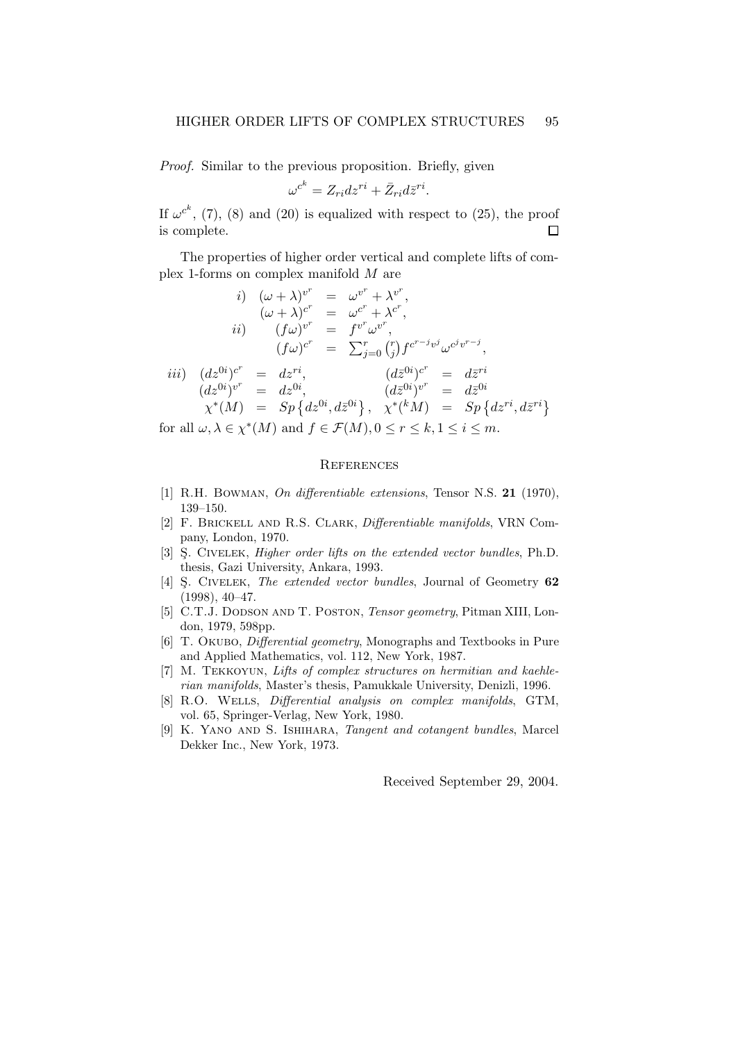*Proof.* Similar to the previous proposition. Briefly, given

$$\omega^{c^k} = Z_{ri} dz^{ri} + \bar{Z}_{ri} d\bar{z}^{ri}.$$

If $\omega^{c^k}$, (7), (8) and (20) is equalized with respect to (25), the proof is complete. $\square$

The properties of higher order vertical and complete lifts of complex 1-forms on complex manifold $M$ are

$$
\begin{array}{rrcl}
i) & (\omega+\lambda)^{v^r} & = & \omega^{v^r} + \lambda^{v^r}, \\
 & (\omega+\lambda)^{c^r} & = & \omega^{c^r} + \lambda^{c^r}, \\
ii) & (f\omega)^{v^r} & = & f^{v^r} \omega^{v^r}, \\
 & (f\omega)^{c^r} & = & \sum_{j=0}^{r} \binom{r}{j} f^{c^{r-j} v^j} \omega^{c^j v^{r-j}},
\end{array}
$$

$$
\begin{array}{rrclrcl}
iii) & (dz^{0i})^{c^r} & = & dz^{ri}, & (d\bar{z}^{0i})^{c^r} & = & d\bar{z}^{ri} \\
 & (dz^{0i})^{v^r} & = & dz^{0i}, & (d\bar{z}^{0i})^{v^r} & = & d\bar{z}^{0i} \\
 & \chi^*(M) & = & Sp\left\{dz^{0i}, d\bar{z}^{0i}\right\}, & \chi^*({}^kM) & = & Sp\left\{dz^{ri}, d\bar{z}^{ri}\right\}
\end{array}
$$

for all $\omega, \lambda \in \chi^*(M)$ and $f \in \mathcal{F}(M), 0 \leq r \leq k, 1 \leq i \leq m$.

## References

[1] R.H. Bowman, *On differentiable extensions*, Tensor N.S. **21** (1970), 139–150.

[2] F. Brickell and R.S. Clark, *Differentiable manifolds*, VRN Company, London, 1970.

[3] Ş. Civelek, *Higher order lifts on the extended vector bundles*, Ph.D. thesis, Gazi University, Ankara, 1993.

[4] Ş. Civelek, *The extended vector bundles*, Journal of Geometry **62** (1998), 40–47.

[5] C.T.J. Dodson and T. Poston, *Tensor geometry*, Pitman XIII, London, 1979, 598pp.

[6] T. Okubo, *Differential geometry*, Monographs and Textbooks in Pure and Applied Mathematics, vol. 112, New York, 1987.

[7] M. Tekkoyun, *Lifts of complex structures on hermitian and kaehlerian manifolds*, Master's thesis, Pamukkale University, Denizli, 1996.

[8] R.O. Wells, *Differential analysis on complex manifolds*, GTM, vol. 65, Springer-Verlag, New York, 1980.

[9] K. Yano and S. Ishihara, *Tangent and cotangent bundles*, Marcel Dekker Inc., New York, 1973.

Received September 29, 2004.